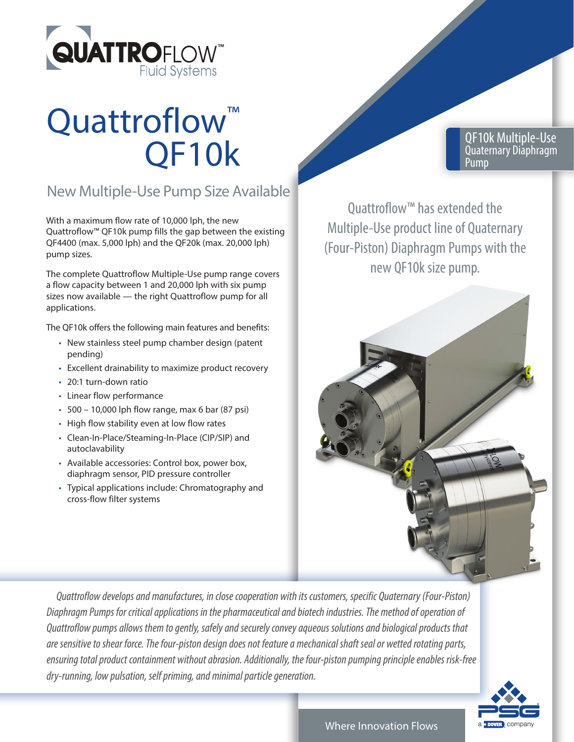# Quattroflow™ QF10k

## New Multiple-Use Pump Size Available

With a maximum flow rate of 10,000 lph, the new Quattroflow™ QF10k pump fills the gap between the existing QF4400 (max. 5,000 lph) and the QF20k (max. 20,000 lph) pump sizes.

The complete Quattroflow Multiple-Use pump range covers a flow capacity between 1 and 20,000 lph with six pump sizes now available — the right Quattroflow pump for all applications.

The QF10k offers the following main features and benefits:

- New stainless steel pump chamber design (patent pending)
- Excellent drainability to maximize product recovery
- 20:1 turn-down ratio
- Linear flow performance
- 500 – 10,000 lph flow range, max 6 bar (87 psi)
- High flow stability even at low flow rates
- Clean-In-Place/Steaming-In-Place (CIP/SIP) and autoclavability
- Available accessories: Control box, power box, diaphragm sensor, PID pressure controller
- Typical applications include: Chromatography and cross-flow filter systems

**QF10k Multiple-Use Quaternary Diaphragm Pump**

Quattroflow™ has extended the Multiple-Use product line of Quaternary (Four-Piston) Diaphragm Pumps with the new QF10k size pump.

*Quattroflow develops and manufactures, in close cooperation with its customers, specific Quaternary (Four-Piston) Diaphragm Pumps for critical applications in the pharmaceutical and biotech industries. The method of operation of Quattroflow pumps allows them to gently, safely and securely convey aqueous solutions and biological products that are sensitive to shear force. The four-piston design does not feature a mechanical shaft seal or wetted rotating parts, ensuring total product containment without abrasion. Additionally, the four-piston pumping principle enables risk-free dry-running, low pulsation, self priming, and minimal particle generation.*

Where Innovation Flows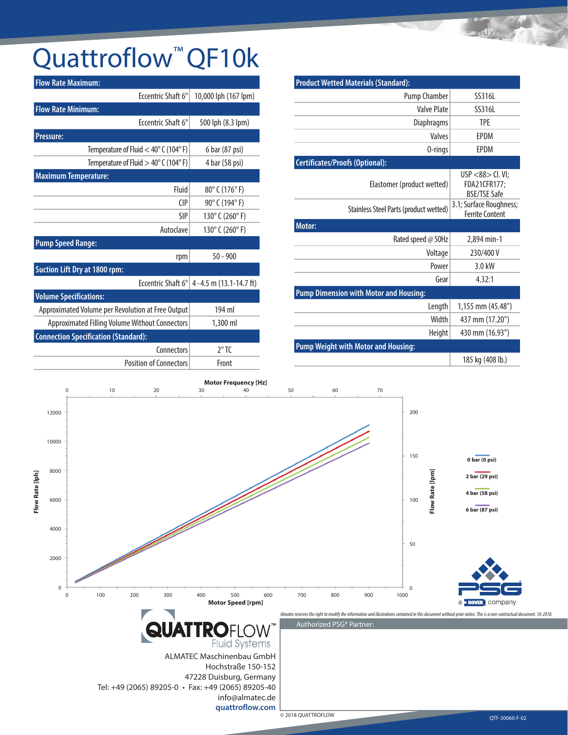# Quattroflow™ QF10k

| | |
|---|---|
| **Flow Rate Maximum:** | |
| Eccentric Shaft 6° | 10,000 lph (167 lpm) |
| **Flow Rate Minimum:** | |
| Eccentric Shaft 6° | 500 lph (8.3 lpm) |
| **Pressure:** | |
| Temperature of Fluid < 40° C (104° F) | 6 bar (87 psi) |
| Temperature of Fluid > 40° C (104° F) | 4 bar (58 psi) |
| **Maximum Temperature:** | |
| Fluid | 80° C (176° F) |
| CIP | 90° C (194° F) |
| SIP | 130° C (260° F) |
| Autoclave | 130° C (260° F) |
| **Pump Speed Range:** | |
| rpm | 50 - 900 |
| **Suction Lift Dry at 1800 rpm:** | |
| Eccentric Shaft 6° | 4 - 4.5 m (13.1-14.7 ft) |
| **Volume Specifications:** | |
| Approximated Volume per Revolution at Free Output | 194 ml |
| Approximated Filling Volume Without Connectors | 1,300 ml |
| **Connection Specification (Standard):** | |
| Connectors | 2" TC |
| Position of Connectors | Front |

| | |
|---|---|
| **Product Wetted Materials (Standard):** | |
| Pump Chamber | SS316L |
| Valve Plate | SS316L |
| Diaphragms | TPE |
| Valves | EPDM |
| O-rings | EPDM |
| **Certificates/Proofs (Optional):** | |
| Elastomer (product wetted) | USP <88> Cl. VI; FDA21CFR177; BSE/TSE Safe |
| Stainless Steel Parts (product wetted) | 3.1; Surface Roughness; Ferrite Content |
| **Motor:** | |
| Rated speed @ 50Hz | 2,894 min-1 |
| Voltage | 230/400 V |
| Power | 3.0 kW |
| Gear | 4.32:1 |
| **Pump Dimension with Motor and Housing:** | |
| Length | 1,155 mm (45.48") |
| Width | 437 mm (17.20") |
| Height | 430 mm (16.93") |
| **Pump Weight with Motor and Housing:** | |
| | 185 kg (408 lb.) |

Motor Frequency [Hz]
0 10 20 30 40 50 60 70

Flow Rate [lph]
0 2000 4000 6000 8000 10000 12000

Flow Rate [lpm]
0 50 100 150 200

Motor Speed [rpm]
0 100 200 300 400 500 600 700 800 900 1000

0 bar (0 psi)
2 bar (29 psi)
4 bar (58 psi)
6 bar (87 psi)

PSG a DOVER company

*Almatec reserves the right to modify the information and illustrations contained in this document without prior notice. This is a non-contractual document. 10-2018.*

Authorized PSG® Partner:

QUATTROFLOW™ Fluid Systems

ALMATEC Maschinenbau GmbH
Hochstraße 150-152
47228 Duisburg, Germany
Tel: +49 (2065) 89205-0 • Fax: +49 (2065) 89205-40
info@almatec.de
**quattroflow.com**

© 2018 QUATTROFLOW

QTF-30060-F-02